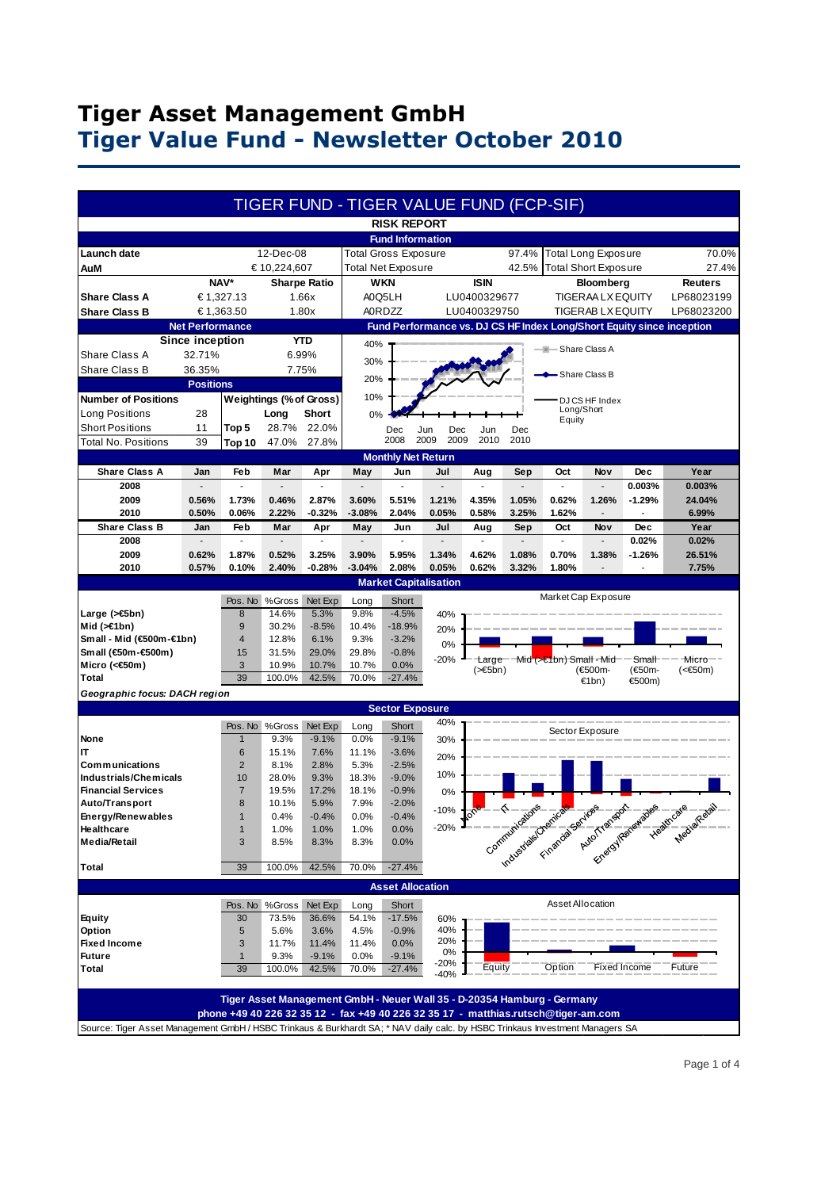# Tiger Asset Management GmbH
## Tiger Value Fund - Newsletter October 2010

## TIGER FUND - TIGER VALUE FUND (FCP-SIF)

### RISK REPORT

#### Fund Information

| | | | |
|---|---|---|---|
| **Launch date** | 12-Dec-08 | Total Gross Exposure 97.4% | Total Long Exposure 70.0% |
| **AuM** | € 10,224,607 | Total Net Exposure 42.5% | Total Short Exposure 27.4% |

| | NAV* | Sharpe Ratio | WKN | ISIN | Bloomberg | Reuters |
|---|---|---|---|---|---|---|
| **Share Class A** | € 1,327.13 | 1.66x | A0Q5LH | LU0400329677 | TIGERAA LX EQUITY | LP68023199 |
| **Share Class B** | € 1,363.50 | 1.80x | A0RDZZ | LU0400329750 | TIGERAB LX EQUITY | LP68023200 |

#### Net Performance

| | Since inception | YTD |
|---|---|---|
| Share Class A | 32.71% | 6.99% |
| Share Class B | 36.35% | 7.75% |

#### Positions

| Number of Positions | | Weightings (% of Gross) | Long | Short |
|---|---|---|---|---|
| Long Positions | 28 | | | |
| Short Positions | 11 | Top 5 | 28.7% | 22.0% |
| Total No. Positions | 39 | Top 10 | 47.0% | 27.8% |

#### Fund Performance vs. DJ CS HF Index Long/Short Equity since inception

#### Monthly Net Return

| Share Class A | Jan | Feb | Mar | Apr | May | Jun | Jul | Aug | Sep | Oct | Nov | Dec | Year |
|---|---|---|---|---|---|---|---|---|---|---|---|---|---|
| 2008 | - | - | - | - | - | - | - | - | - | - | - | 0.003% | 0.003% |
| 2009 | 0.56% | 1.73% | 0.46% | 2.87% | 3.60% | 5.51% | 1.21% | 4.35% | 1.05% | 0.62% | 1.26% | -1.29% | 24.04% |
| 2010 | 0.50% | 0.06% | 2.22% | -0.32% | -3.08% | 2.04% | 0.05% | 0.58% | 3.25% | 1.62% | - | - | 6.99% |
| **Share Class B** | **Jan** | **Feb** | **Mar** | **Apr** | **May** | **Jun** | **Jul** | **Aug** | **Sep** | **Oct** | **Nov** | **Dec** | **Year** |
| 2008 | - | - | - | - | - | - | - | - | - | - | - | 0.02% | 0.02% |
| 2009 | 0.62% | 1.87% | 0.52% | 3.25% | 3.90% | 5.95% | 1.34% | 4.62% | 1.08% | 0.70% | 1.38% | -1.26% | 26.51% |
| 2010 | 0.57% | 0.10% | 2.40% | -0.28% | -3.04% | 2.08% | 0.05% | 0.62% | 3.32% | 1.80% | - | - | 7.75% |

#### Market Capitalisation

| | Pos. No | %Gross | Net Exp | Long | Short |
|---|---|---|---|---|---|
| **Large (>€5bn)** | 8 | 14.6% | 5.3% | 9.8% | -4.5% |
| **Mid (>€1bn)** | 9 | 30.2% | -8.5% | 10.4% | -18.9% |
| **Small - Mid (€500m-€1bn)** | 4 | 12.8% | 6.1% | 9.3% | -3.2% |
| **Small (€50m-€500m)** | 15 | 31.5% | 29.0% | 29.8% | -0.8% |
| **Micro (<€50m)** | 3 | 10.9% | 10.7% | 10.7% | 0.0% |
| **Total** | 39 | 100.0% | 42.5% | 70.0% | -27.4% |

*Geographic focus: DACH region*

#### Sector Exposure

| | Pos. No | %Gross | Net Exp | Long | Short |
|---|---|---|---|---|---|
| **None** | 1 | 9.3% | -9.1% | 0.0% | -9.1% |
| **IT** | 6 | 15.1% | 7.6% | 11.1% | -3.6% |
| **Communications** | 2 | 8.1% | 2.8% | 5.3% | -2.5% |
| **Industrials/Chemicals** | 10 | 28.0% | 9.3% | 18.3% | -9.0% |
| **Financial Services** | 7 | 19.5% | 17.2% | 18.1% | -0.9% |
| **Auto/Transport** | 8 | 10.1% | 5.9% | 7.9% | -2.0% |
| **Energy/Renewables** | 1 | 0.4% | -0.4% | 0.0% | -0.4% |
| **Healthcare** | 1 | 1.0% | 1.0% | 1.0% | 0.0% |
| **Media/Retail** | 3 | 8.5% | 8.3% | 8.3% | 0.0% |
| **Total** | 39 | 100.0% | 42.5% | 70.0% | -27.4% |

#### Asset Allocation

| | Pos. No | %Gross | Net Exp | Long | Short |
|---|---|---|---|---|---|
| **Equity** | 30 | 73.5% | 36.6% | 54.1% | -17.5% |
| **Option** | 5 | 5.6% | 3.6% | 4.5% | -0.9% |
| **Fixed Income** | 3 | 11.7% | 11.4% | 11.4% | 0.0% |
| **Future** | 1 | 9.3% | -9.1% | 0.0% | -9.1% |
| **Total** | 39 | 100.0% | 42.5% | 70.0% | -27.4% |

**Tiger Asset Management GmbH - Neuer Wall 35 - D-20354 Hamburg - Germany**
**phone +49 40 226 32 35 12 - fax +49 40 226 32 35 17 - matthias.rutsch@tiger-am.com**

Source: Tiger Asset Management GmbH / HSBC Trinkaus & Burkhardt SA; * NAV daily calc. by HSBC Trinkaus Investment Managers SA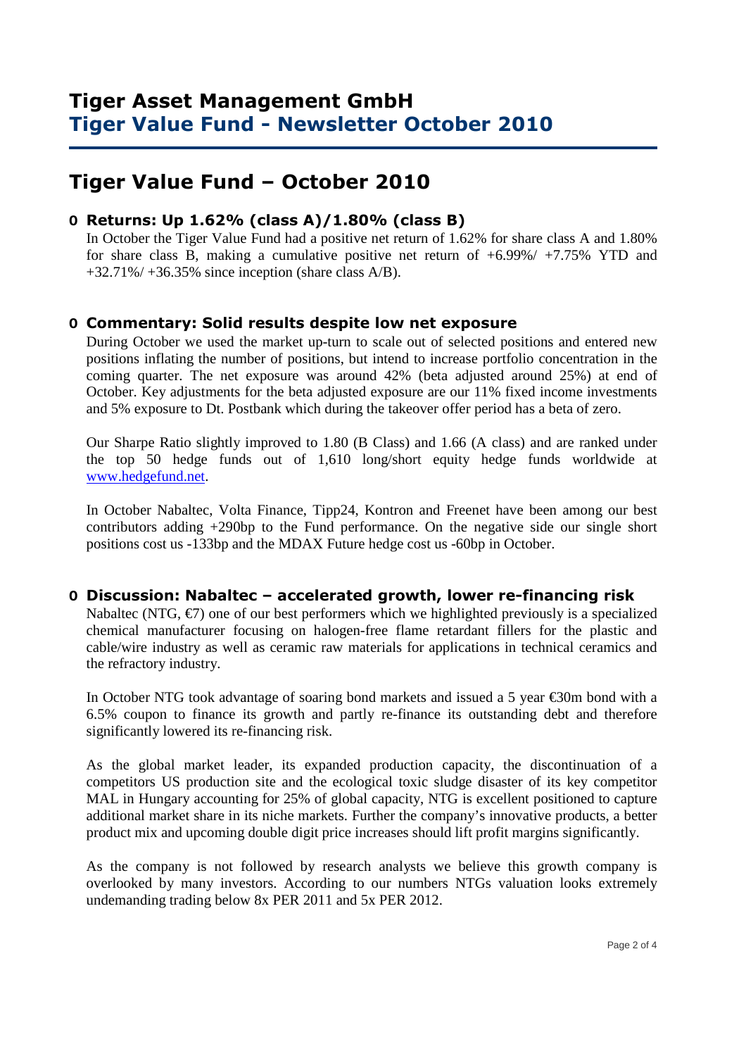# Tiger Asset Management GmbH
## Tiger Value Fund - Newsletter October 2010

# Tiger Value Fund – October 2010

### o Returns: Up 1.62% (class A)/1.80% (class B)

In October the Tiger Value Fund had a positive net return of 1.62% for share class A and 1.80% for share class B, making a cumulative positive net return of +6.99%/ +7.75% YTD and +32.71%/ +36.35% since inception (share class A/B).

### o Commentary: Solid results despite low net exposure

During October we used the market up-turn to scale out of selected positions and entered new positions inflating the number of positions, but intend to increase portfolio concentration in the coming quarter. The net exposure was around 42% (beta adjusted around 25%) at end of October. Key adjustments for the beta adjusted exposure are our 11% fixed income investments and 5% exposure to Dt. Postbank which during the takeover offer period has a beta of zero.

Our Sharpe Ratio slightly improved to 1.80 (B Class) and 1.66 (A class) and are ranked under the top 50 hedge funds out of 1,610 long/short equity hedge funds worldwide at www.hedgefund.net.

In October Nabaltec, Volta Finance, Tipp24, Kontron and Freenet have been among our best contributors adding +290bp to the Fund performance. On the negative side our single short positions cost us -133bp and the MDAX Future hedge cost us -60bp in October.

### o Discussion: Nabaltec – accelerated growth, lower re-financing risk

Nabaltec (NTG, €7) one of our best performers which we highlighted previously is a specialized chemical manufacturer focusing on halogen-free flame retardant fillers for the plastic and cable/wire industry as well as ceramic raw materials for applications in technical ceramics and the refractory industry.

In October NTG took advantage of soaring bond markets and issued a 5 year €30m bond with a 6.5% coupon to finance its growth and partly re-finance its outstanding debt and therefore significantly lowered its re-financing risk.

As the global market leader, its expanded production capacity, the discontinuation of a competitors US production site and the ecological toxic sludge disaster of its key competitor MAL in Hungary accounting for 25% of global capacity, NTG is excellent positioned to capture additional market share in its niche markets. Further the company's innovative products, a better product mix and upcoming double digit price increases should lift profit margins significantly.

As the company is not followed by research analysts we believe this growth company is overlooked by many investors. According to our numbers NTGs valuation looks extremely undemanding trading below 8x PER 2011 and 5x PER 2012.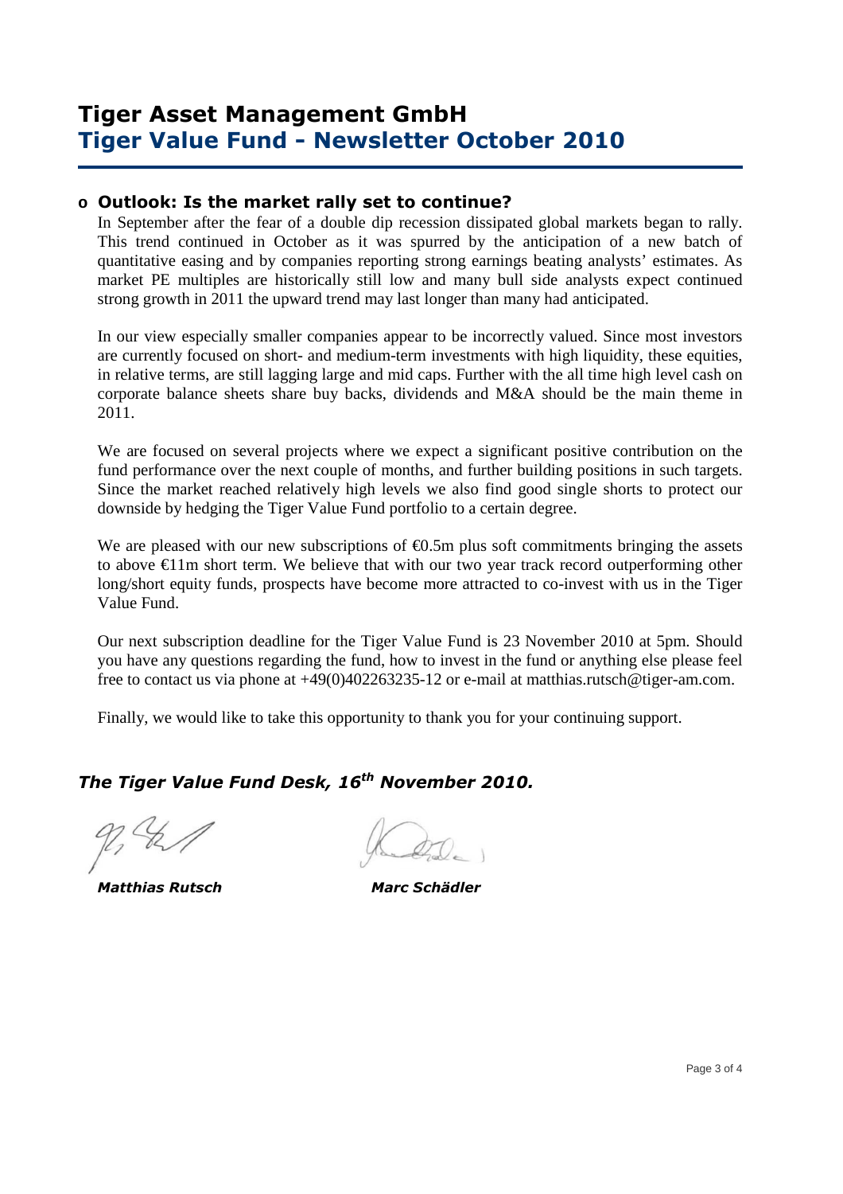# Tiger Asset Management GmbH
# Tiger Value Fund - Newsletter October 2010

## Outlook: Is the market rally set to continue?

In September after the fear of a double dip recession dissipated global markets began to rally. This trend continued in October as it was spurred by the anticipation of a new batch of quantitative easing and by companies reporting strong earnings beating analysts' estimates. As market PE multiples are historically still low and many bull side analysts expect continued strong growth in 2011 the upward trend may last longer than many had anticipated.

In our view especially smaller companies appear to be incorrectly valued. Since most investors are currently focused on short- and medium-term investments with high liquidity, these equities, in relative terms, are still lagging large and mid caps. Further with the all time high level cash on corporate balance sheets share buy backs, dividends and M&A should be the main theme in 2011.

We are focused on several projects where we expect a significant positive contribution on the fund performance over the next couple of months, and further building positions in such targets. Since the market reached relatively high levels we also find good single shorts to protect our downside by hedging the Tiger Value Fund portfolio to a certain degree.

We are pleased with our new subscriptions of €0.5m plus soft commitments bringing the assets to above €11m short term. We believe that with our two year track record outperforming other long/short equity funds, prospects have become more attracted to co-invest with us in the Tiger Value Fund.

Our next subscription deadline for the Tiger Value Fund is 23 November 2010 at 5pm. Should you have any questions regarding the fund, how to invest in the fund or anything else please feel free to contact us via phone at +49(0)402263235-12 or e-mail at matthias.rutsch@tiger-am.com.

Finally, we would like to take this opportunity to thank you for your continuing support.

***The Tiger Value Fund Desk, 16th November 2010.***

***Matthias Rutsch*** ***Marc Schädler***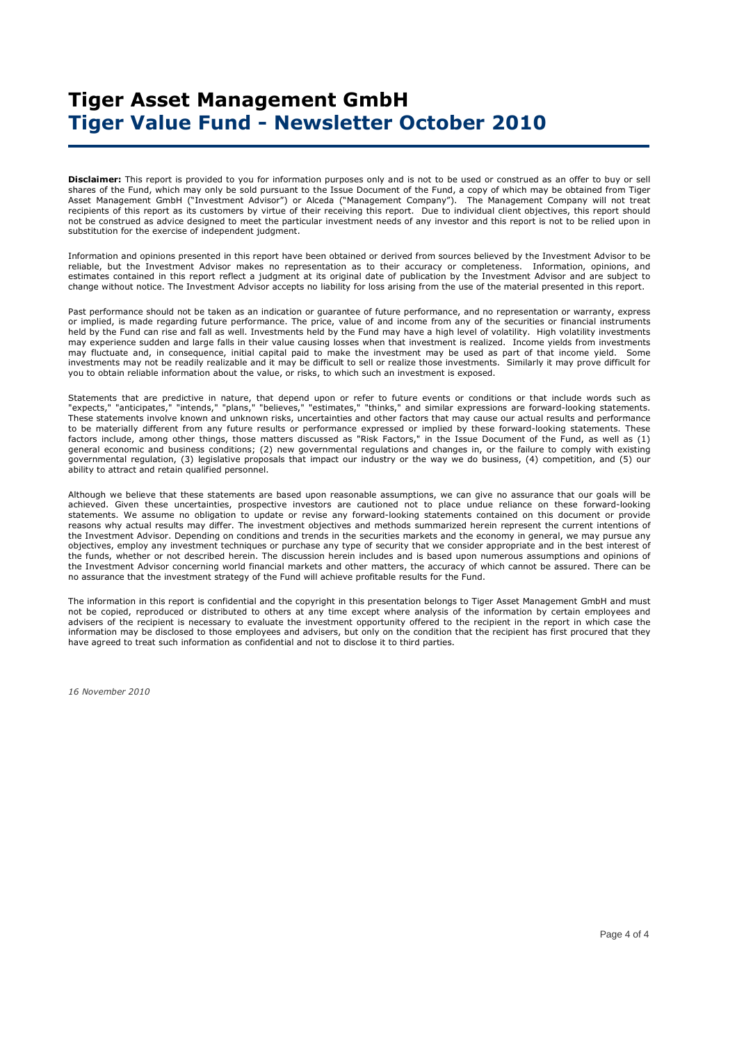# Tiger Asset Management GmbH
## Tiger Value Fund - Newsletter October 2010

**Disclaimer:** This report is provided to you for information purposes only and is not to be used or construed as an offer to buy or sell shares of the Fund, which may only be sold pursuant to the Issue Document of the Fund, a copy of which may be obtained from Tiger Asset Management GmbH ("Investment Advisor") or Alceda ("Management Company"). The Management Company will not treat recipients of this report as its customers by virtue of their receiving this report. Due to individual client objectives, this report should not be construed as advice designed to meet the particular investment needs of any investor and this report is not to be relied upon in substitution for the exercise of independent judgment.

Information and opinions presented in this report have been obtained or derived from sources believed by the Investment Advisor to be reliable, but the Investment Advisor makes no representation as to their accuracy or completeness. Information, opinions, and estimates contained in this report reflect a judgment at its original date of publication by the Investment Advisor and are subject to change without notice. The Investment Advisor accepts no liability for loss arising from the use of the material presented in this report.

Past performance should not be taken as an indication or guarantee of future performance, and no representation or warranty, express or implied, is made regarding future performance. The price, value of and income from any of the securities or financial instruments held by the Fund can rise and fall as well. Investments held by the Fund may have a high level of volatility. High volatility investments may experience sudden and large falls in their value causing losses when that investment is realized. Income yields from investments may fluctuate and, in consequence, initial capital paid to make the investment may be used as part of that income yield. Some investments may not be readily realizable and it may be difficult to sell or realize those investments. Similarly it may prove difficult for you to obtain reliable information about the value, or risks, to which such an investment is exposed.

Statements that are predictive in nature, that depend upon or refer to future events or conditions or that include words such as "expects," "anticipates," "intends," "plans," "believes," "estimates," "thinks," and similar expressions are forward-looking statements. These statements involve known and unknown risks, uncertainties and other factors that may cause our actual results and performance to be materially different from any future results or performance expressed or implied by these forward-looking statements. These factors include, among other things, those matters discussed as "Risk Factors," in the Issue Document of the Fund, as well as (1) general economic and business conditions; (2) new governmental regulations and changes in, or the failure to comply with existing governmental regulation, (3) legislative proposals that impact our industry or the way we do business, (4) competition, and (5) our ability to attract and retain qualified personnel.

Although we believe that these statements are based upon reasonable assumptions, we can give no assurance that our goals will be achieved. Given these uncertainties, prospective investors are cautioned not to place undue reliance on these forward-looking statements. We assume no obligation to update or revise any forward-looking statements contained on this document or provide reasons why actual results may differ. The investment objectives and methods summarized herein represent the current intentions of the Investment Advisor. Depending on conditions and trends in the securities markets and the economy in general, we may pursue any objectives, employ any investment techniques or purchase any type of security that we consider appropriate and in the best interest of the funds, whether or not described herein. The discussion herein includes and is based upon numerous assumptions and opinions of the Investment Advisor concerning world financial markets and other matters, the accuracy of which cannot be assured. There can be no assurance that the investment strategy of the Fund will achieve profitable results for the Fund.

The information in this report is confidential and the copyright in this presentation belongs to Tiger Asset Management GmbH and must not be copied, reproduced or distributed to others at any time except where analysis of the information by certain employees and advisers of the recipient is necessary to evaluate the investment opportunity offered to the recipient in the report in which case the information may be disclosed to those employees and advisers, but only on the condition that the recipient has first procured that they have agreed to treat such information as confidential and not to disclose it to third parties.

*16 November 2010*